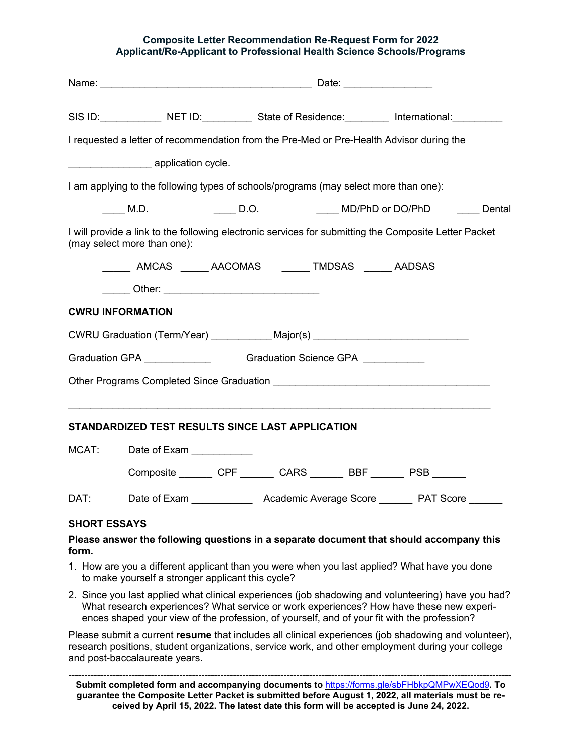**Composite Letter Recommendation Re-Request Form for 2022**
**Applicant/Re-Applicant to Professional Health Science Schools/Programs**

Name: ______________________________________ Date: ________________

SIS ID:___________ NET ID:_________ State of Residence:________ International:_________

I requested a letter of recommendation from the Pre-Med or Pre-Health Advisor during the

_______________ application cycle.

I am applying to the following types of schools/programs (may select more than one):

____ M.D. ____ D.O. ____ MD/PhD or DO/PhD ____ Dental

I will provide a link to the following electronic services for submitting the Composite Letter Packet (may select more than one):

_____ AMCAS _____ AACOMAS _____ TMDSAS _____ AADSAS

_____ Other: ____________________________

**CWRU INFORMATION**

CWRU Graduation (Term/Year) ___________ Major(s) ___________________________

Graduation GPA ____________ Graduation Science GPA ___________

Other Programs Completed Since Graduation ______________________________________

_____________________________________________________________________________

**STANDARDIZED TEST RESULTS SINCE LAST APPLICATION**

MCAT: Date of Exam ___________

Composite ______ CPF ______ CARS ______ BBF ______ PSB ______

DAT: Date of Exam ___________ Academic Average Score ______ PAT Score ______

**SHORT ESSAYS**

**Please answer the following questions in a separate document that should accompany this form.**

1. How are you a different applicant than you were when you last applied? What have you done to make yourself a stronger applicant this cycle?
2. Since you last applied what clinical experiences (job shadowing and volunteering) have you had? What research experiences? What service or work experiences? How have these new experiences shaped your view of the profession, of yourself, and of your fit with the profession?

Please submit a current **resume** that includes all clinical experiences (job shadowing and volunteer), research positions, student organizations, service work, and other employment during your college and post-baccalaureate years.

---

**Submit completed form and accompanying documents to** https://forms.gle/sbFHbkpQMPwXEQod9**. To guarantee the Composite Letter Packet is submitted before August 1, 2022, all materials must be received by April 15, 2022. The latest date this form will be accepted is June 24, 2022.**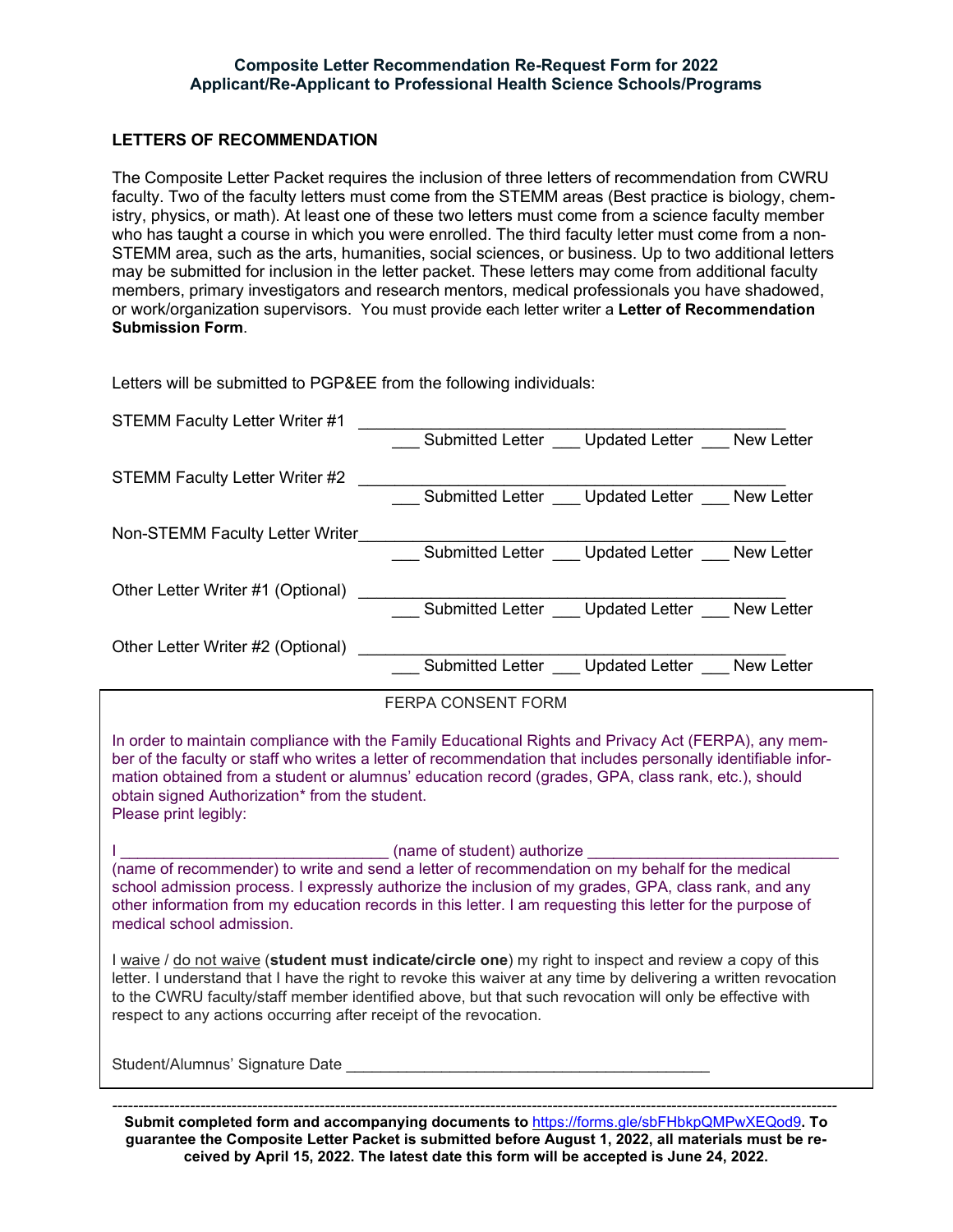**Composite Letter Recommendation Re-Request Form for 2022**
**Applicant/Re-Applicant to Professional Health Science Schools/Programs**

## LETTERS OF RECOMMENDATION

The Composite Letter Packet requires the inclusion of three letters of recommendation from CWRU faculty. Two of the faculty letters must come from the STEMM areas (Best practice is biology, chemistry, physics, or math). At least one of these two letters must come from a science faculty member who has taught a course in which you were enrolled. The third faculty letter must come from a non-STEMM area, such as the arts, humanities, social sciences, or business. Up to two additional letters may be submitted for inclusion in the letter packet. These letters may come from additional faculty members, primary investigators and research mentors, medical professionals you have shadowed, or work/organization supervisors. You must provide each letter writer a **Letter of Recommendation Submission Form**.

Letters will be submitted to PGP&EE from the following individuals:

STEMM Faculty Letter Writer #1 ______________________________________________
___ Submitted Letter ___ Updated Letter ___ New Letter

STEMM Faculty Letter Writer #2 ______________________________________________
___ Submitted Letter ___ Updated Letter ___ New Letter

Non-STEMM Faculty Letter Writer______________________________________________
___ Submitted Letter ___ Updated Letter ___ New Letter

Other Letter Writer #1 (Optional) ______________________________________________
___ Submitted Letter ___ Updated Letter ___ New Letter

Other Letter Writer #2 (Optional) ______________________________________________
___ Submitted Letter ___ Updated Letter ___ New Letter

FERPA CONSENT FORM

In order to maintain compliance with the Family Educational Rights and Privacy Act (FERPA), any member of the faculty or staff who writes a letter of recommendation that includes personally identifiable information obtained from a student or alumnus' education record (grades, GPA, class rank, etc.), should obtain signed Authorization* from the student.
Please print legibly:

I _______________________________ (name of student) authorize ____________________________ (name of recommender) to write and send a letter of recommendation on my behalf for the medical school admission process. I expressly authorize the inclusion of my grades, GPA, class rank, and any other information from my education records in this letter. I am requesting this letter for the purpose of medical school admission.

I waive / do not waive (**student must indicate/circle one**) my right to inspect and review a copy of this letter. I understand that I have the right to revoke this waiver at any time by delivering a written revocation to the CWRU faculty/staff member identified above, but that such revocation will only be effective with respect to any actions occurring after receipt of the revocation.

Student/Alumnus' Signature Date __________________________________________

---

**Submit completed form and accompanying documents to https://forms.gle/sbFHbkpQMPwXEQod9. To guarantee the Composite Letter Packet is submitted before August 1, 2022, all materials must be received by April 15, 2022. The latest date this form will be accepted is June 24, 2022.**